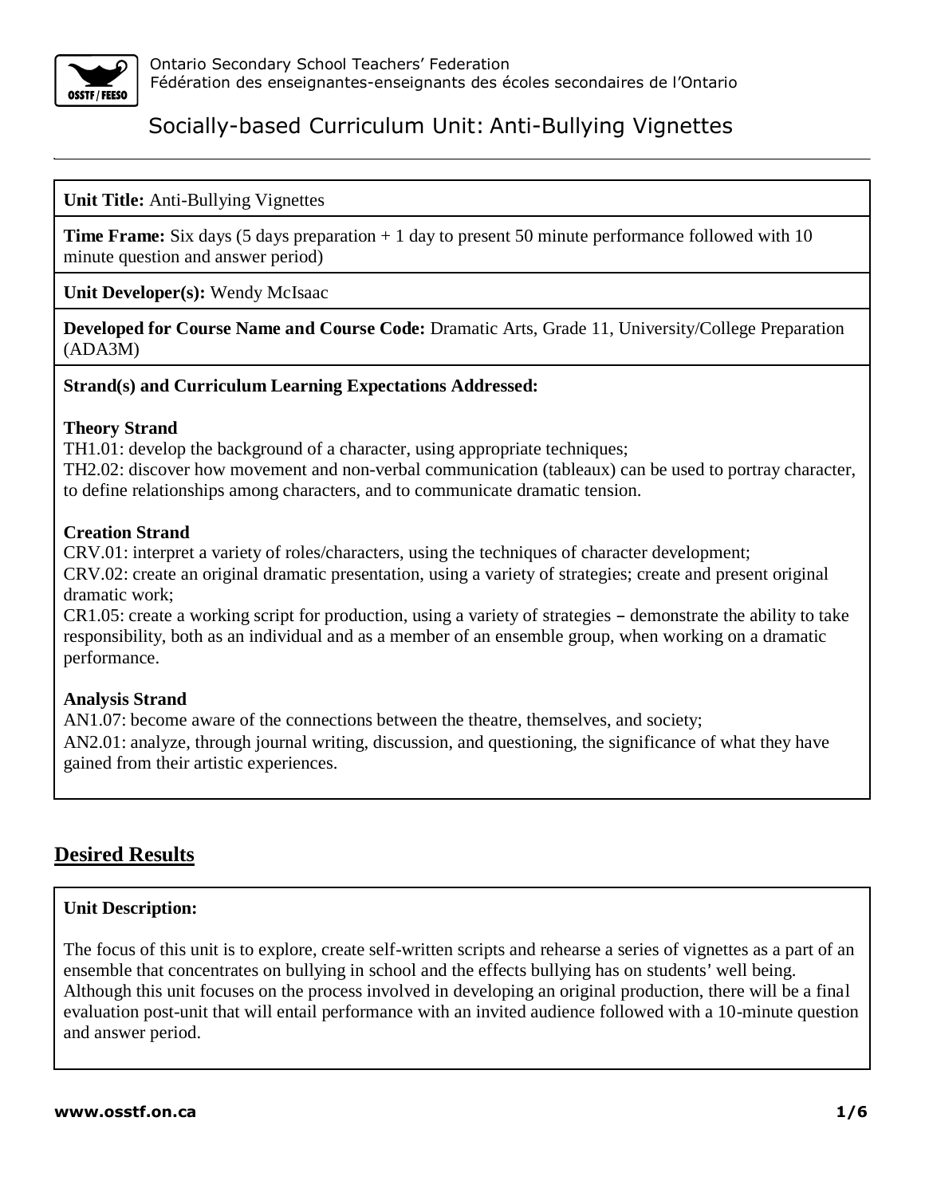Ontario Secondary School Teachers' Federation
Fédération des enseignantes-enseignants des écoles secondaires de l'Ontario

# Socially-based Curriculum Unit: Anti-Bullying Vignettes

**Unit Title:** Anti-Bullying Vignettes

**Time Frame:** Six days (5 days preparation + 1 day to present 50 minute performance followed with 10 minute question and answer period)

**Unit Developer(s):** Wendy McIsaac

**Developed for Course Name and Course Code:** Dramatic Arts, Grade 11, University/College Preparation (ADA3M)

**Strand(s) and Curriculum Learning Expectations Addressed:**

**Theory Strand**
TH1.01: develop the background of a character, using appropriate techniques;
TH2.02: discover how movement and non-verbal communication (tableaux) can be used to portray character, to define relationships among characters, and to communicate dramatic tension.

**Creation Strand**
CRV.01: interpret a variety of roles/characters, using the techniques of character development;
CRV.02: create an original dramatic presentation, using a variety of strategies; create and present original dramatic work;
CR1.05: create a working script for production, using a variety of strategies – demonstrate the ability to take responsibility, both as an individual and as a member of an ensemble group, when working on a dramatic performance.

**Analysis Strand**
AN1.07: become aware of the connections between the theatre, themselves, and society;
AN2.01: analyze, through journal writing, discussion, and questioning, the significance of what they have gained from their artistic experiences.

## Desired Results

**Unit Description:**

The focus of this unit is to explore, create self-written scripts and rehearse a series of vignettes as a part of an ensemble that concentrates on bullying in school and the effects bullying has on students' well being. Although this unit focuses on the process involved in developing an original production, there will be a final evaluation post-unit that will entail performance with an invited audience followed with a 10-minute question and answer period.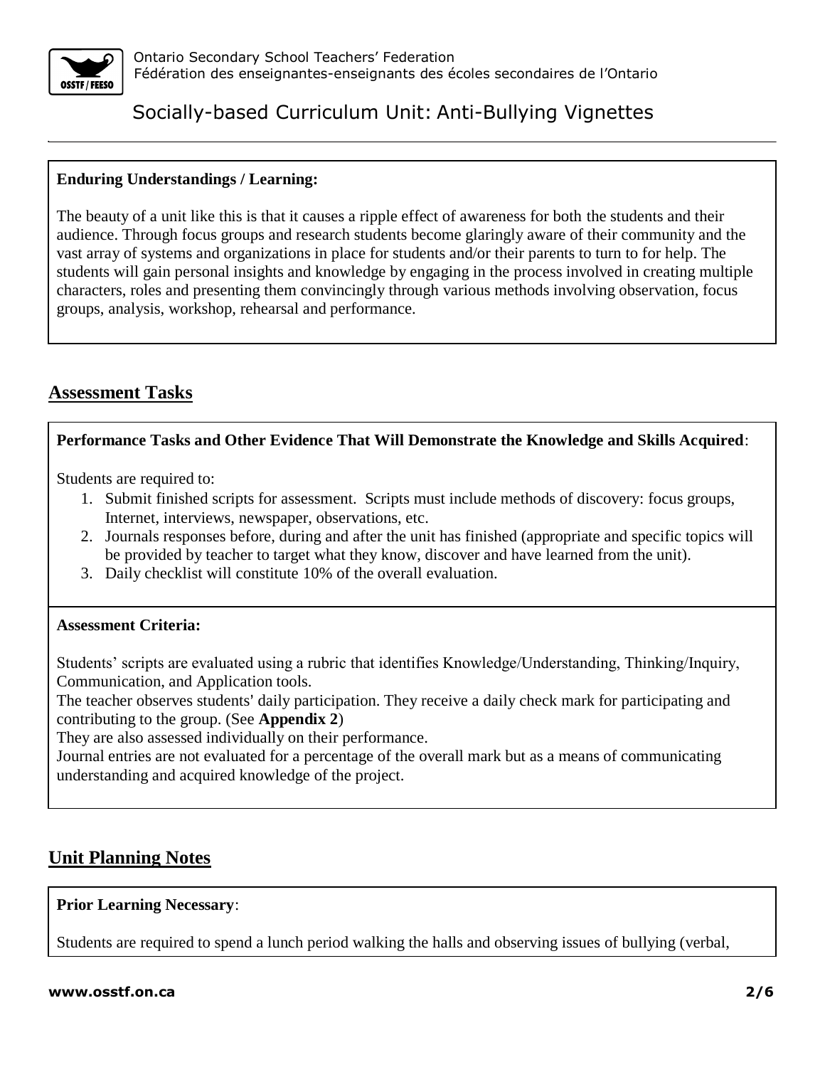**Enduring Understandings / Learning:**

The beauty of a unit like this is that it causes a ripple effect of awareness for both the students and their audience. Through focus groups and research students become glaringly aware of their community and the vast array of systems and organizations in place for students and/or their parents to turn to for help. The students will gain personal insights and knowledge by engaging in the process involved in creating multiple characters, roles and presenting them convincingly through various methods involving observation, focus groups, analysis, workshop, rehearsal and performance.

## Assessment Tasks

**Performance Tasks and Other Evidence That Will Demonstrate the Knowledge and Skills Acquired**:

Students are required to:

1. Submit finished scripts for assessment. Scripts must include methods of discovery: focus groups, Internet, interviews, newspaper, observations, etc.
2. Journals responses before, during and after the unit has finished (appropriate and specific topics will be provided by teacher to target what they know, discover and have learned from the unit).
3. Daily checklist will constitute 10% of the overall evaluation.

**Assessment Criteria:**

Students' scripts are evaluated using a rubric that identifies Knowledge/Understanding, Thinking/Inquiry, Communication, and Application tools.
The teacher observes students' daily participation. They receive a daily check mark for participating and contributing to the group. (See **Appendix 2**)
They are also assessed individually on their performance.
Journal entries are not evaluated for a percentage of the overall mark but as a means of communicating understanding and acquired knowledge of the project.

## Unit Planning Notes

**Prior Learning Necessary**:

Students are required to spend a lunch period walking the halls and observing issues of bullying (verbal,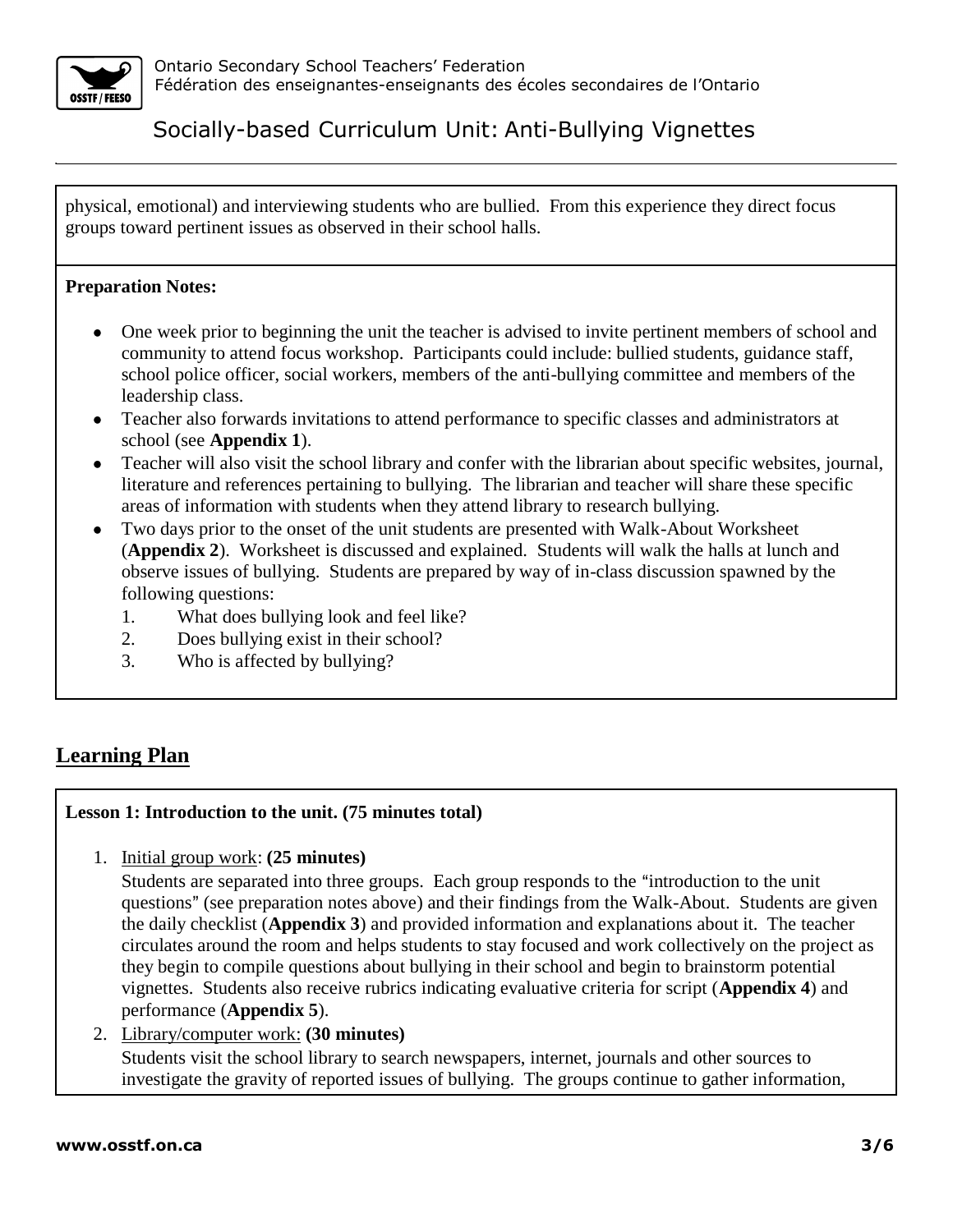physical, emotional) and interviewing students who are bullied. From this experience they direct focus groups toward pertinent issues as observed in their school halls.

**Preparation Notes:**

- One week prior to beginning the unit the teacher is advised to invite pertinent members of school and community to attend focus workshop. Participants could include: bullied students, guidance staff, school police officer, social workers, members of the anti-bullying committee and members of the leadership class.
- Teacher also forwards invitations to attend performance to specific classes and administrators at school (see **Appendix 1**).
- Teacher will also visit the school library and confer with the librarian about specific websites, journal, literature and references pertaining to bullying. The librarian and teacher will share these specific areas of information with students when they attend library to research bullying.
- Two days prior to the onset of the unit students are presented with Walk-About Worksheet (**Appendix 2**). Worksheet is discussed and explained. Students will walk the halls at lunch and observe issues of bullying. Students are prepared by way of in-class discussion spawned by the following questions:
  1. What does bullying look and feel like?
  2. Does bullying exist in their school?
  3. Who is affected by bullying?

## Learning Plan

**Lesson 1: Introduction to the unit. (75 minutes total)**

1. Initial group work: **(25 minutes)**
   Students are separated into three groups. Each group responds to the "introduction to the unit questions" (see preparation notes above) and their findings from the Walk-About. Students are given the daily checklist (**Appendix 3**) and provided information and explanations about it. The teacher circulates around the room and helps students to stay focused and work collectively on the project as they begin to compile questions about bullying in their school and begin to brainstorm potential vignettes. Students also receive rubrics indicating evaluative criteria for script (**Appendix 4**) and performance (**Appendix 5**).
2. Library/computer work: **(30 minutes)**
   Students visit the school library to search newspapers, internet, journals and other sources to investigate the gravity of reported issues of bullying. The groups continue to gather information,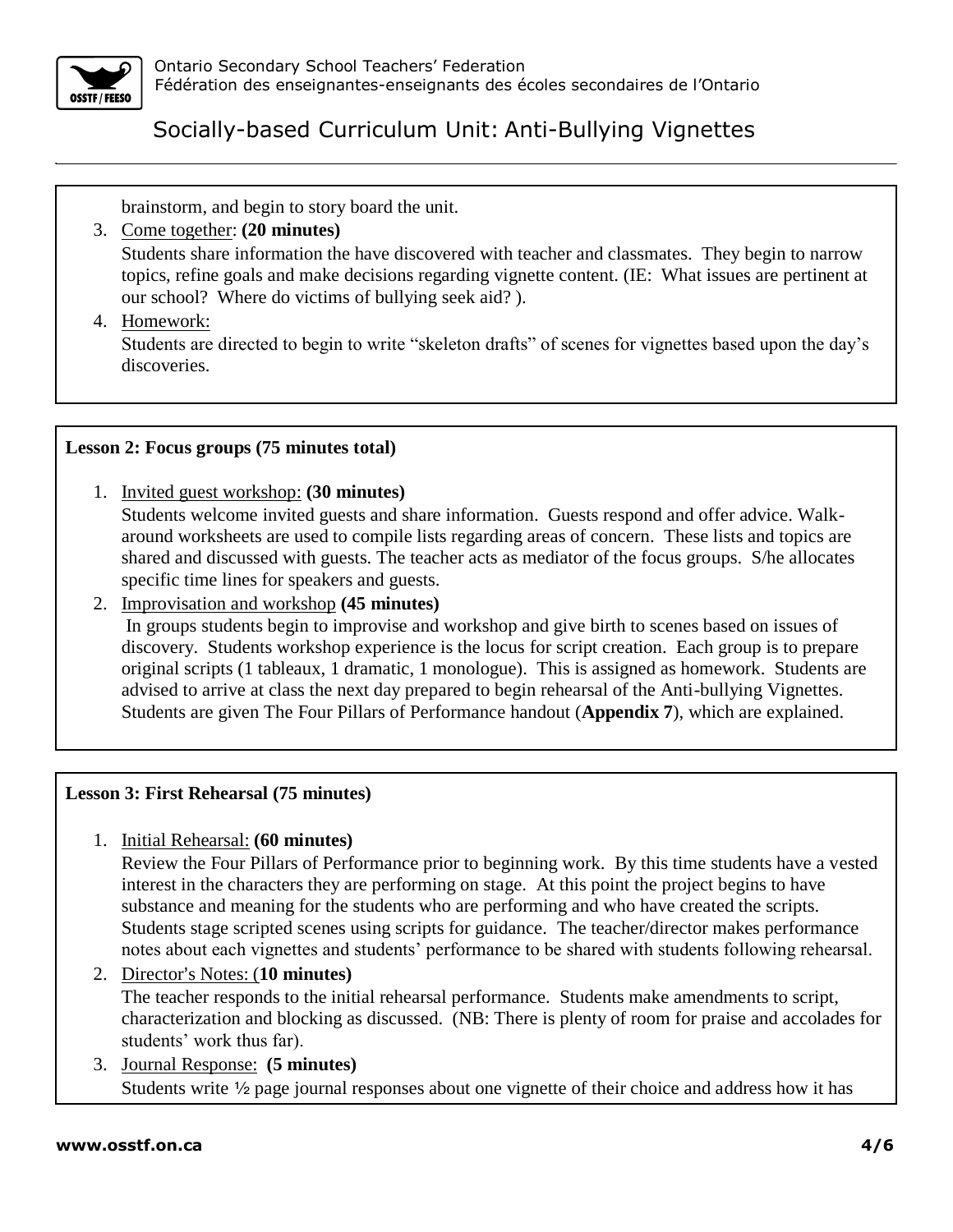brainstorm, and begin to story board the unit.

3. Come together: **(20 minutes)**
   Students share information the have discovered with teacher and classmates. They begin to narrow topics, refine goals and make decisions regarding vignette content. (IE: What issues are pertinent at our school? Where do victims of bullying seek aid? ).
4. Homework:
   Students are directed to begin to write "skeleton drafts" of scenes for vignettes based upon the day's discoveries.

**Lesson 2: Focus groups (75 minutes total)**

1. Invited guest workshop: **(30 minutes)**
   Students welcome invited guests and share information. Guests respond and offer advice. Walk-around worksheets are used to compile lists regarding areas of concern. These lists and topics are shared and discussed with guests. The teacher acts as mediator of the focus groups. S/he allocates specific time lines for speakers and guests.
2. Improvisation and workshop **(45 minutes)**
   In groups students begin to improvise and workshop and give birth to scenes based on issues of discovery. Students workshop experience is the locus for script creation. Each group is to prepare original scripts (1 tableaux, 1 dramatic, 1 monologue). This is assigned as homework. Students are advised to arrive at class the next day prepared to begin rehearsal of the Anti-bullying Vignettes. Students are given The Four Pillars of Performance handout (**Appendix 7**), which are explained.

**Lesson 3: First Rehearsal (75 minutes)**

1. Initial Rehearsal: **(60 minutes)**
   Review the Four Pillars of Performance prior to beginning work. By this time students have a vested interest in the characters they are performing on stage. At this point the project begins to have substance and meaning for the students who are performing and who have created the scripts. Students stage scripted scenes using scripts for guidance. The teacher/director makes performance notes about each vignettes and students' performance to be shared with students following rehearsal.
2. Director's Notes: (**10 minutes)**
   The teacher responds to the initial rehearsal performance. Students make amendments to script, characterization and blocking as discussed. (NB: There is plenty of room for praise and accolades for students' work thus far).
3. Journal Response: **(5 minutes)**
   Students write ½ page journal responses about one vignette of their choice and address how it has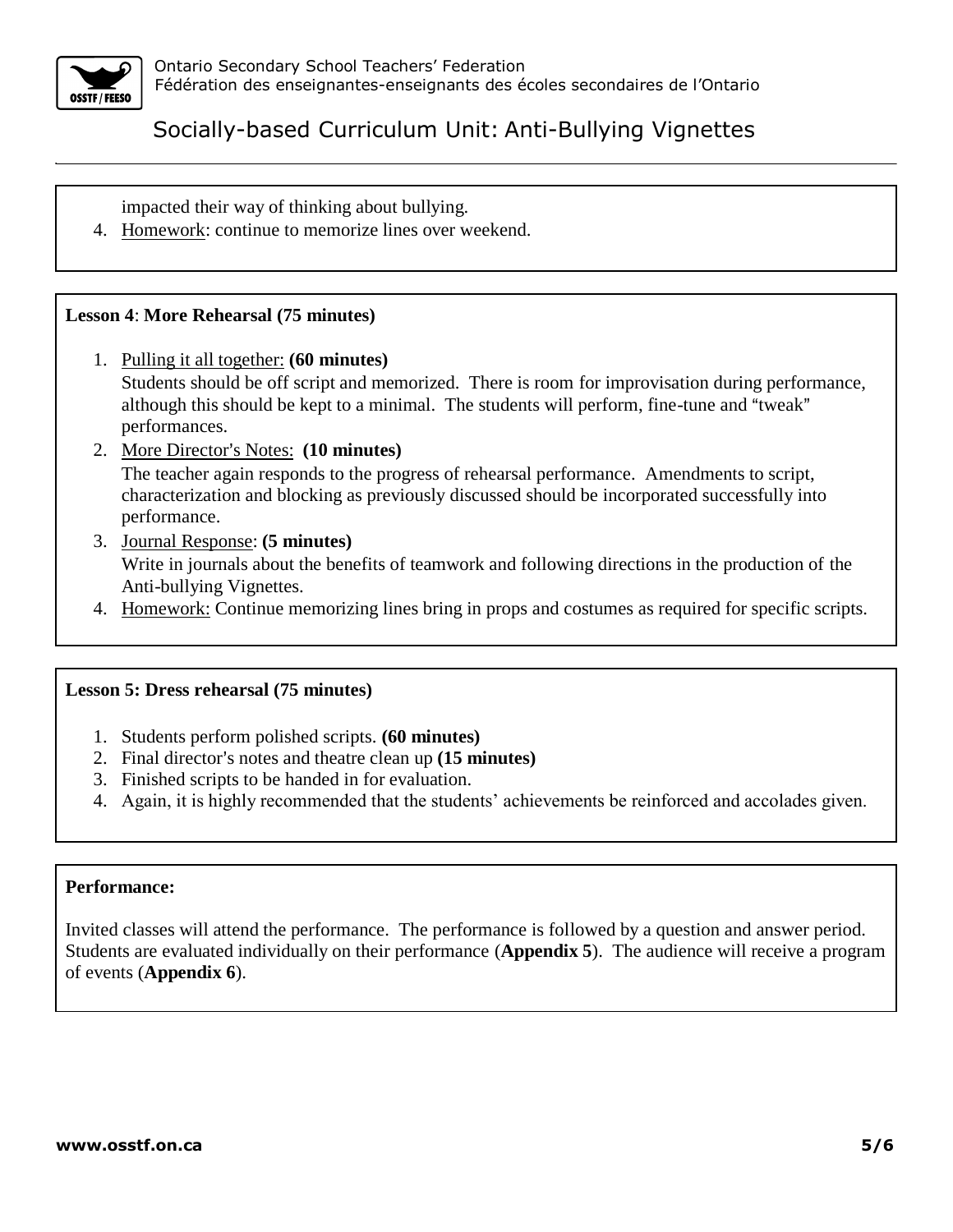impacted their way of thinking about bullying.

4. Homework: continue to memorize lines over weekend.

**Lesson 4**: **More Rehearsal (75 minutes)**

1. Pulling it all together: **(60 minutes)**
   Students should be off script and memorized. There is room for improvisation during performance, although this should be kept to a minimal. The students will perform, fine-tune and "tweak" performances.
2. More Director's Notes: **(10 minutes)**
   The teacher again responds to the progress of rehearsal performance. Amendments to script, characterization and blocking as previously discussed should be incorporated successfully into performance.
3. Journal Response: **(5 minutes)**
   Write in journals about the benefits of teamwork and following directions in the production of the Anti-bullying Vignettes.
4. Homework: Continue memorizing lines bring in props and costumes as required for specific scripts.

**Lesson 5: Dress rehearsal (75 minutes)**

1. Students perform polished scripts. **(60 minutes)**
2. Final director's notes and theatre clean up **(15 minutes)**
3. Finished scripts to be handed in for evaluation.
4. Again, it is highly recommended that the students' achievements be reinforced and accolades given.

**Performance:**

Invited classes will attend the performance. The performance is followed by a question and answer period. Students are evaluated individually on their performance (**Appendix 5**). The audience will receive a program of events (**Appendix 6**).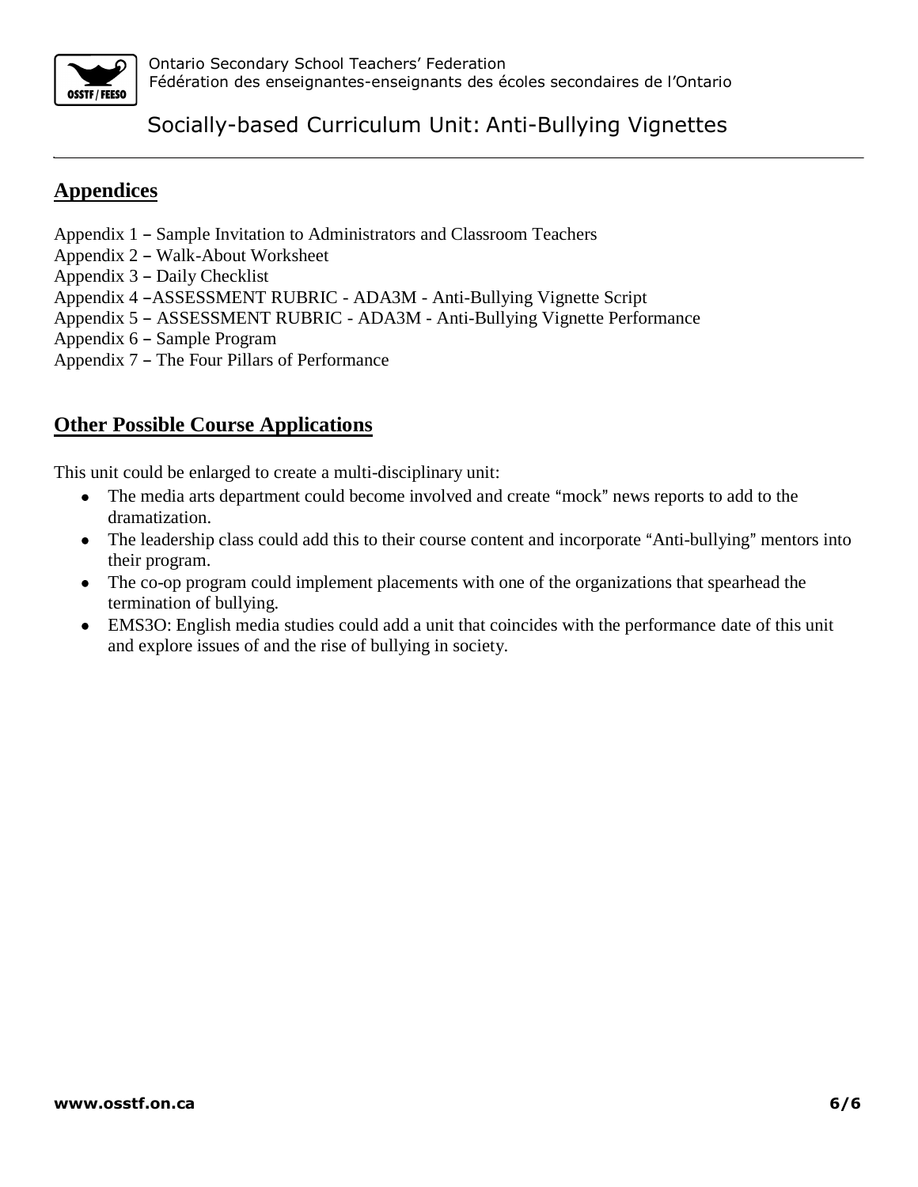## Appendices

Appendix 1 – Sample Invitation to Administrators and Classroom Teachers
Appendix 2 – Walk-About Worksheet
Appendix 3 – Daily Checklist
Appendix 4 –ASSESSMENT RUBRIC - ADA3M - Anti-Bullying Vignette Script
Appendix 5 – ASSESSMENT RUBRIC - ADA3M - Anti-Bullying Vignette Performance
Appendix 6 – Sample Program
Appendix 7 – The Four Pillars of Performance

## Other Possible Course Applications

This unit could be enlarged to create a multi-disciplinary unit:

- The media arts department could become involved and create "mock" news reports to add to the dramatization.
- The leadership class could add this to their course content and incorporate "Anti-bullying" mentors into their program.
- The co-op program could implement placements with one of the organizations that spearhead the termination of bullying.
- EMS3O: English media studies could add a unit that coincides with the performance date of this unit and explore issues of and the rise of bullying in society.